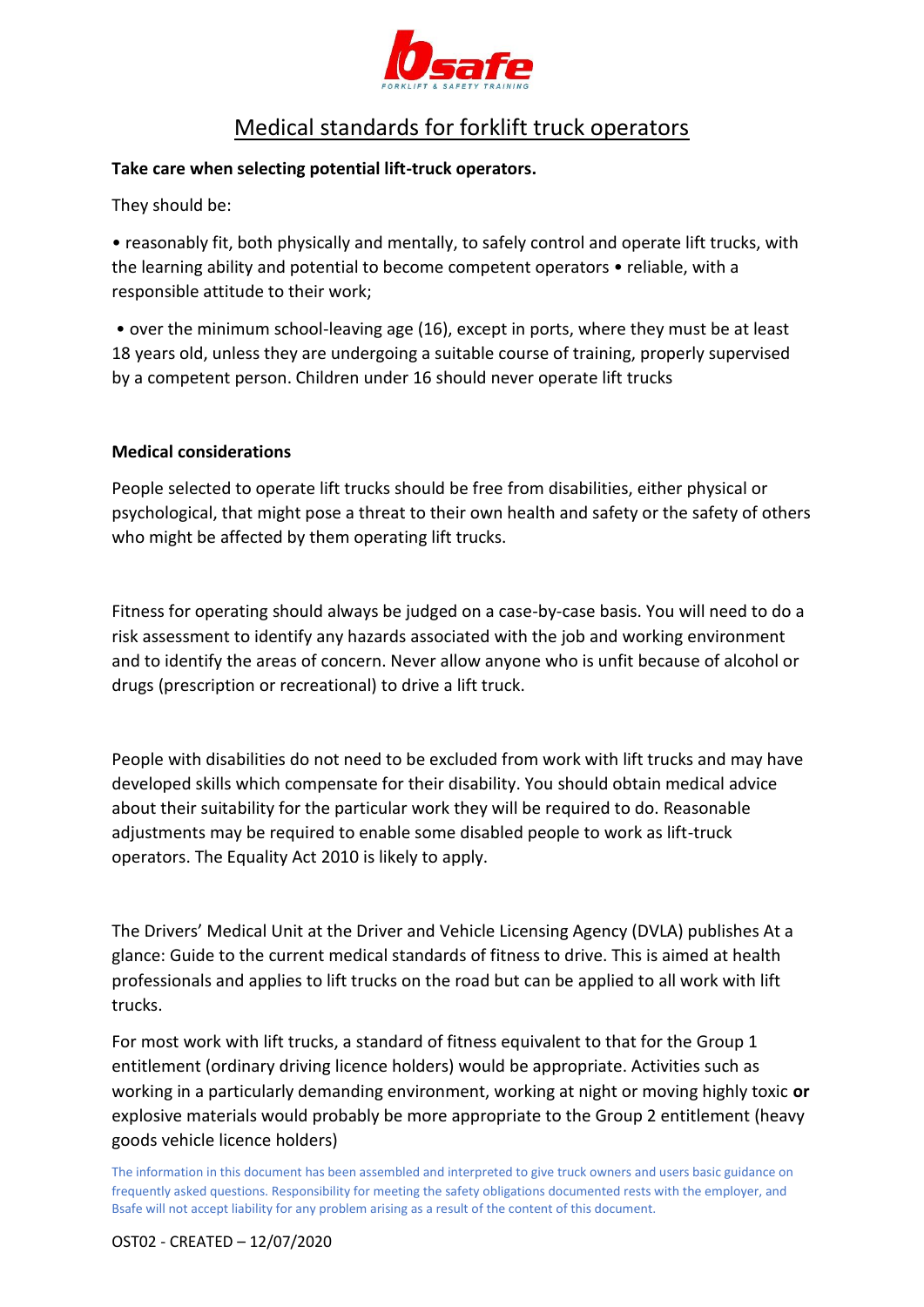# Medical standards for forklift truck operators

**Take care when selecting potential lift-truck operators.**

They should be:

- reasonably fit, both physically and mentally, to safely control and operate lift trucks, with the learning ability and potential to become competent operators
- reliable, with a responsible attitude to their work;
- over the minimum school-leaving age (16), except in ports, where they must be at least 18 years old, unless they are undergoing a suitable course of training, properly supervised by a competent person. Children under 16 should never operate lift trucks

**Medical considerations**

People selected to operate lift trucks should be free from disabilities, either physical or psychological, that might pose a threat to their own health and safety or the safety of others who might be affected by them operating lift trucks.

Fitness for operating should always be judged on a case-by-case basis. You will need to do a risk assessment to identify any hazards associated with the job and working environment and to identify the areas of concern. Never allow anyone who is unfit because of alcohol or drugs (prescription or recreational) to drive a lift truck.

People with disabilities do not need to be excluded from work with lift trucks and may have developed skills which compensate for their disability. You should obtain medical advice about their suitability for the particular work they will be required to do. Reasonable adjustments may be required to enable some disabled people to work as lift-truck operators. The Equality Act 2010 is likely to apply.

The Drivers' Medical Unit at the Driver and Vehicle Licensing Agency (DVLA) publishes At a glance: Guide to the current medical standards of fitness to drive. This is aimed at health professionals and applies to lift trucks on the road but can be applied to all work with lift trucks.

For most work with lift trucks, a standard of fitness equivalent to that for the Group 1 entitlement (ordinary driving licence holders) would be appropriate. Activities such as working in a particularly demanding environment, working at night or moving highly toxic **or** explosive materials would probably be more appropriate to the Group 2 entitlement (heavy goods vehicle licence holders)

The information in this document has been assembled and interpreted to give truck owners and users basic guidance on frequently asked questions. Responsibility for meeting the safety obligations documented rests with the employer, and Bsafe will not accept liability for any problem arising as a result of the content of this document.

OST02 - CREATED – 12/07/2020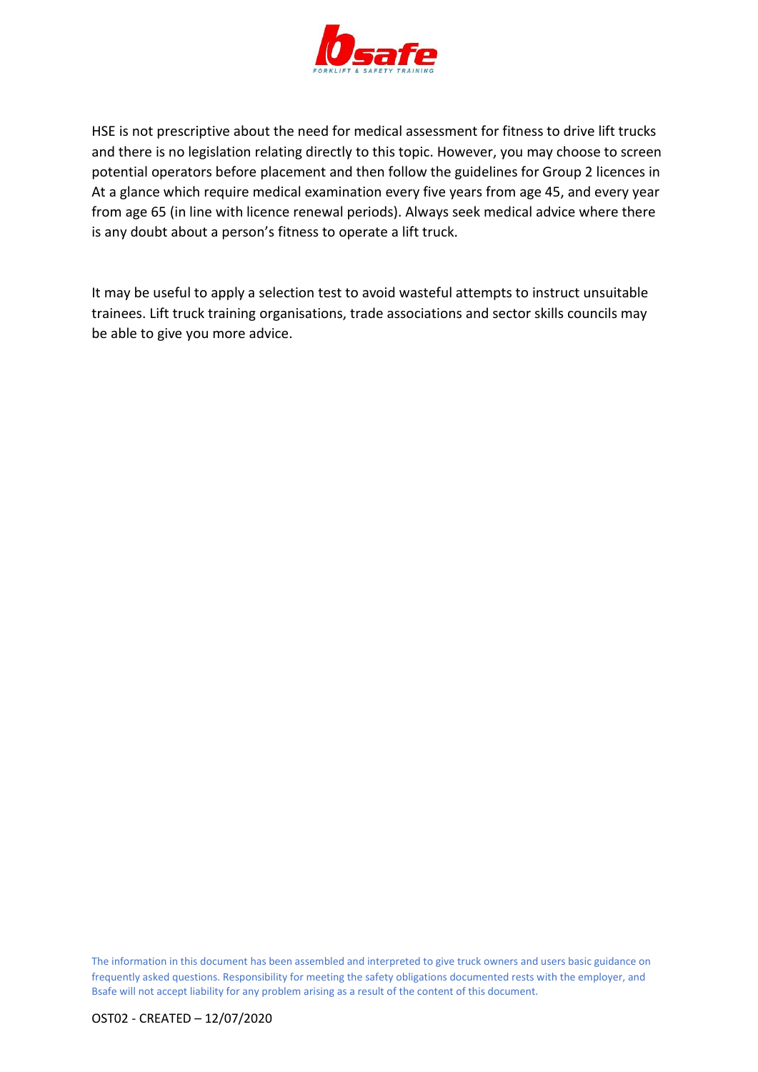HSE is not prescriptive about the need for medical assessment for fitness to drive lift trucks and there is no legislation relating directly to this topic. However, you may choose to screen potential operators before placement and then follow the guidelines for Group 2 licences in At a glance which require medical examination every five years from age 45, and every year from age 65 (in line with licence renewal periods). Always seek medical advice where there is any doubt about a person's fitness to operate a lift truck.

It may be useful to apply a selection test to avoid wasteful attempts to instruct unsuitable trainees. Lift truck training organisations, trade associations and sector skills councils may be able to give you more advice.

The information in this document has been assembled and interpreted to give truck owners and users basic guidance on frequently asked questions. Responsibility for meeting the safety obligations documented rests with the employer, and Bsafe will not accept liability for any problem arising as a result of the content of this document.

OST02 - CREATED – 12/07/2020